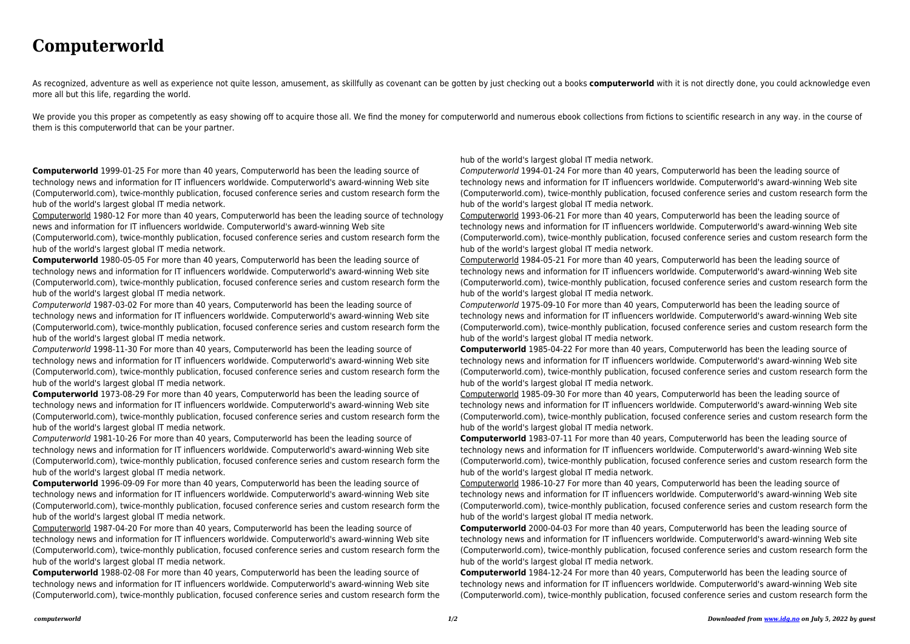# Computerworld

As recognized, adventure as well as experience not quite lesson, amusement, as skillfully as covenant can be gotten by just checking out a books **computerworld** with it is not directly done, you could acknowledge even more all but this life, regarding the world.

We provide you this proper as competently as easy showing off to acquire those all. We find the money for computerworld and numerous ebook collections from fictions to scientific research in any way. in the course of them is this computerworld that can be your partner.

**Computerworld** 1999-01-25 For more than 40 years, Computerworld has been the leading source of technology news and information for IT influencers worldwide. Computerworld's award-winning Web site (Computerworld.com), twice-monthly publication, focused conference series and custom research form the hub of the world's largest global IT media network.

Computerworld 1980-12 For more than 40 years, Computerworld has been the leading source of technology news and information for IT influencers worldwide. Computerworld's award-winning Web site (Computerworld.com), twice-monthly publication, focused conference series and custom research form the hub of the world's largest global IT media network.

**Computerworld** 1980-05-05 For more than 40 years, Computerworld has been the leading source of technology news and information for IT influencers worldwide. Computerworld's award-winning Web site (Computerworld.com), twice-monthly publication, focused conference series and custom research form the hub of the world's largest global IT media network.

*Computerworld* 1987-03-02 For more than 40 years, Computerworld has been the leading source of technology news and information for IT influencers worldwide. Computerworld's award-winning Web site (Computerworld.com), twice-monthly publication, focused conference series and custom research form the hub of the world's largest global IT media network.

*Computerworld* 1998-11-30 For more than 40 years, Computerworld has been the leading source of technology news and information for IT influencers worldwide. Computerworld's award-winning Web site (Computerworld.com), twice-monthly publication, focused conference series and custom research form the hub of the world's largest global IT media network.

**Computerworld** 1973-08-29 For more than 40 years, Computerworld has been the leading source of technology news and information for IT influencers worldwide. Computerworld's award-winning Web site (Computerworld.com), twice-monthly publication, focused conference series and custom research form the hub of the world's largest global IT media network.

*Computerworld* 1981-10-26 For more than 40 years, Computerworld has been the leading source of technology news and information for IT influencers worldwide. Computerworld's award-winning Web site (Computerworld.com), twice-monthly publication, focused conference series and custom research form the hub of the world's largest global IT media network.

**Computerworld** 1996-09-09 For more than 40 years, Computerworld has been the leading source of technology news and information for IT influencers worldwide. Computerworld's award-winning Web site (Computerworld.com), twice-monthly publication, focused conference series and custom research form the hub of the world's largest global IT media network.

Computerworld 1987-04-20 For more than 40 years, Computerworld has been the leading source of technology news and information for IT influencers worldwide. Computerworld's award-winning Web site (Computerworld.com), twice-monthly publication, focused conference series and custom research form the hub of the world's largest global IT media network.

**Computerworld** 1988-02-08 For more than 40 years, Computerworld has been the leading source of technology news and information for IT influencers worldwide. Computerworld's award-winning Web site (Computerworld.com), twice-monthly publication, focused conference series and custom research form the hub of the world's largest global IT media network.

*Computerworld* 1994-01-24 For more than 40 years, Computerworld has been the leading source of technology news and information for IT influencers worldwide. Computerworld's award-winning Web site (Computerworld.com), twice-monthly publication, focused conference series and custom research form the hub of the world's largest global IT media network.

Computerworld 1993-06-21 For more than 40 years, Computerworld has been the leading source of technology news and information for IT influencers worldwide. Computerworld's award-winning Web site (Computerworld.com), twice-monthly publication, focused conference series and custom research form the hub of the world's largest global IT media network.

Computerworld 1984-05-21 For more than 40 years, Computerworld has been the leading source of technology news and information for IT influencers worldwide. Computerworld's award-winning Web site (Computerworld.com), twice-monthly publication, focused conference series and custom research form the hub of the world's largest global IT media network.

*Computerworld* 1975-09-10 For more than 40 years, Computerworld has been the leading source of technology news and information for IT influencers worldwide. Computerworld's award-winning Web site (Computerworld.com), twice-monthly publication, focused conference series and custom research form the hub of the world's largest global IT media network.

**Computerworld** 1985-04-22 For more than 40 years, Computerworld has been the leading source of technology news and information for IT influencers worldwide. Computerworld's award-winning Web site (Computerworld.com), twice-monthly publication, focused conference series and custom research form the hub of the world's largest global IT media network.

Computerworld 1985-09-30 For more than 40 years, Computerworld has been the leading source of technology news and information for IT influencers worldwide. Computerworld's award-winning Web site (Computerworld.com), twice-monthly publication, focused conference series and custom research form the hub of the world's largest global IT media network.

**Computerworld** 1983-07-11 For more than 40 years, Computerworld has been the leading source of technology news and information for IT influencers worldwide. Computerworld's award-winning Web site (Computerworld.com), twice-monthly publication, focused conference series and custom research form the hub of the world's largest global IT media network.

Computerworld 1986-10-27 For more than 40 years, Computerworld has been the leading source of technology news and information for IT influencers worldwide. Computerworld's award-winning Web site (Computerworld.com), twice-monthly publication, focused conference series and custom research form the hub of the world's largest global IT media network.

**Computerworld** 2000-04-03 For more than 40 years, Computerworld has been the leading source of technology news and information for IT influencers worldwide. Computerworld's award-winning Web site (Computerworld.com), twice-monthly publication, focused conference series and custom research form the hub of the world's largest global IT media network.

**Computerworld** 1984-12-24 For more than 40 years, Computerworld has been the leading source of technology news and information for IT influencers worldwide. Computerworld's award-winning Web site (Computerworld.com), twice-monthly publication, focused conference series and custom research form the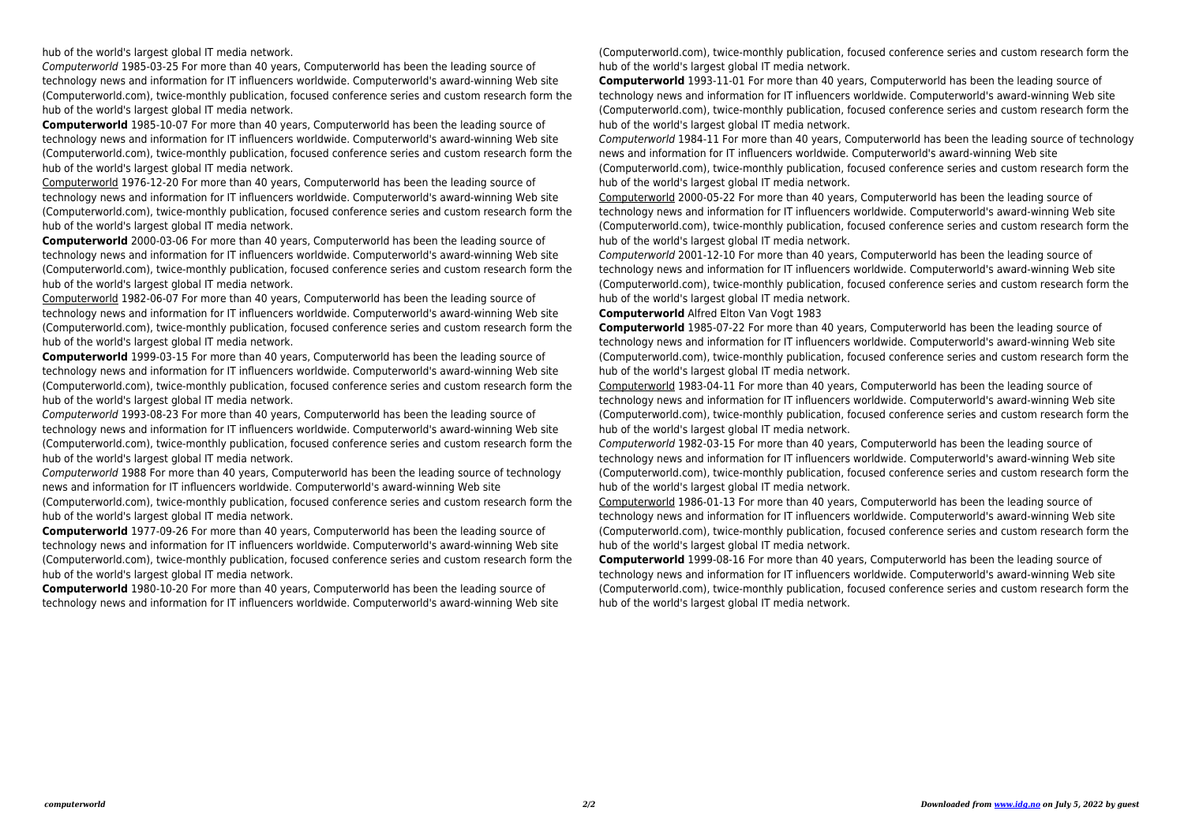hub of the world's largest global IT media network.

*Computerworld* 1985-03-25 For more than 40 years, Computerworld has been the leading source of technology news and information for IT influencers worldwide. Computerworld's award-winning Web site (Computerworld.com), twice-monthly publication, focused conference series and custom research form the hub of the world's largest global IT media network.

**Computerworld** 1985-10-07 For more than 40 years, Computerworld has been the leading source of technology news and information for IT influencers worldwide. Computerworld's award-winning Web site (Computerworld.com), twice-monthly publication, focused conference series and custom research form the hub of the world's largest global IT media network.

Computerworld 1976-12-20 For more than 40 years, Computerworld has been the leading source of technology news and information for IT influencers worldwide. Computerworld's award-winning Web site (Computerworld.com), twice-monthly publication, focused conference series and custom research form the hub of the world's largest global IT media network.

**Computerworld** 2000-03-06 For more than 40 years, Computerworld has been the leading source of technology news and information for IT influencers worldwide. Computerworld's award-winning Web site (Computerworld.com), twice-monthly publication, focused conference series and custom research form the hub of the world's largest global IT media network.

Computerworld 1982-06-07 For more than 40 years, Computerworld has been the leading source of technology news and information for IT influencers worldwide. Computerworld's award-winning Web site (Computerworld.com), twice-monthly publication, focused conference series and custom research form the hub of the world's largest global IT media network.

**Computerworld** 1999-03-15 For more than 40 years, Computerworld has been the leading source of technology news and information for IT influencers worldwide. Computerworld's award-winning Web site (Computerworld.com), twice-monthly publication, focused conference series and custom research form the hub of the world's largest global IT media network.

*Computerworld* 1993-08-23 For more than 40 years, Computerworld has been the leading source of technology news and information for IT influencers worldwide. Computerworld's award-winning Web site (Computerworld.com), twice-monthly publication, focused conference series and custom research form the hub of the world's largest global IT media network.

*Computerworld* 1988 For more than 40 years, Computerworld has been the leading source of technology news and information for IT influencers worldwide. Computerworld's award-winning Web site (Computerworld.com), twice-monthly publication, focused conference series and custom research form the hub of the world's largest global IT media network.

**Computerworld** 1977-09-26 For more than 40 years, Computerworld has been the leading source of technology news and information for IT influencers worldwide. Computerworld's award-winning Web site (Computerworld.com), twice-monthly publication, focused conference series and custom research form the hub of the world's largest global IT media network.

**Computerworld** 1980-10-20 For more than 40 years, Computerworld has been the leading source of technology news and information for IT influencers worldwide. Computerworld's award-winning Web site (Computerworld.com), twice-monthly publication, focused conference series and custom research form the hub of the world's largest global IT media network.

**Computerworld** 1993-11-01 For more than 40 years, Computerworld has been the leading source of technology news and information for IT influencers worldwide. Computerworld's award-winning Web site (Computerworld.com), twice-monthly publication, focused conference series and custom research form the hub of the world's largest global IT media network.

*Computerworld* 1984-11 For more than 40 years, Computerworld has been the leading source of technology news and information for IT influencers worldwide. Computerworld's award-winning Web site (Computerworld.com), twice-monthly publication, focused conference series and custom research form the hub of the world's largest global IT media network.

Computerworld 2000-05-22 For more than 40 years, Computerworld has been the leading source of technology news and information for IT influencers worldwide. Computerworld's award-winning Web site (Computerworld.com), twice-monthly publication, focused conference series and custom research form the hub of the world's largest global IT media network.

*Computerworld* 2001-12-10 For more than 40 years, Computerworld has been the leading source of technology news and information for IT influencers worldwide. Computerworld's award-winning Web site (Computerworld.com), twice-monthly publication, focused conference series and custom research form the hub of the world's largest global IT media network.

**Computerworld** Alfred Elton Van Vogt 1983

**Computerworld** 1985-07-22 For more than 40 years, Computerworld has been the leading source of technology news and information for IT influencers worldwide. Computerworld's award-winning Web site (Computerworld.com), twice-monthly publication, focused conference series and custom research form the hub of the world's largest global IT media network.

Computerworld 1983-04-11 For more than 40 years, Computerworld has been the leading source of technology news and information for IT influencers worldwide. Computerworld's award-winning Web site (Computerworld.com), twice-monthly publication, focused conference series and custom research form the hub of the world's largest global IT media network.

*Computerworld* 1982-03-15 For more than 40 years, Computerworld has been the leading source of technology news and information for IT influencers worldwide. Computerworld's award-winning Web site (Computerworld.com), twice-monthly publication, focused conference series and custom research form the hub of the world's largest global IT media network.

Computerworld 1986-01-13 For more than 40 years, Computerworld has been the leading source of technology news and information for IT influencers worldwide. Computerworld's award-winning Web site (Computerworld.com), twice-monthly publication, focused conference series and custom research form the hub of the world's largest global IT media network.

**Computerworld** 1999-08-16 For more than 40 years, Computerworld has been the leading source of technology news and information for IT influencers worldwide. Computerworld's award-winning Web site (Computerworld.com), twice-monthly publication, focused conference series and custom research form the hub of the world's largest global IT media network.